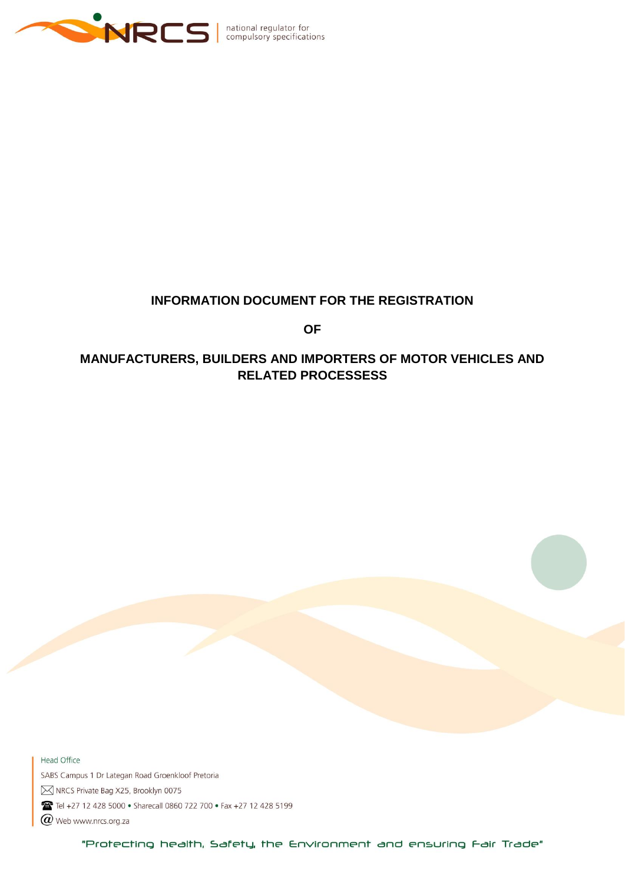national regulator for compulsory specifications

# INFORMATION DOCUMENT FOR THE REGISTRATION

# OF

# MANUFACTURERS, BUILDERS AND IMPORTERS OF MOTOR VEHICLES AND RELATED PROCESSESS

Head Office

SABS Campus 1 Dr Lategan Road Groenkloof Pretoria

NRCS Private Bag X25, Brooklyn 0075

Tel +27 12 428 5000 • Sharecall 0860 722 700 • Fax +27 12 428 5199

Web www.nrcs.org.za

"Protecting health, Safety, the Environment and ensuring Fair Trade"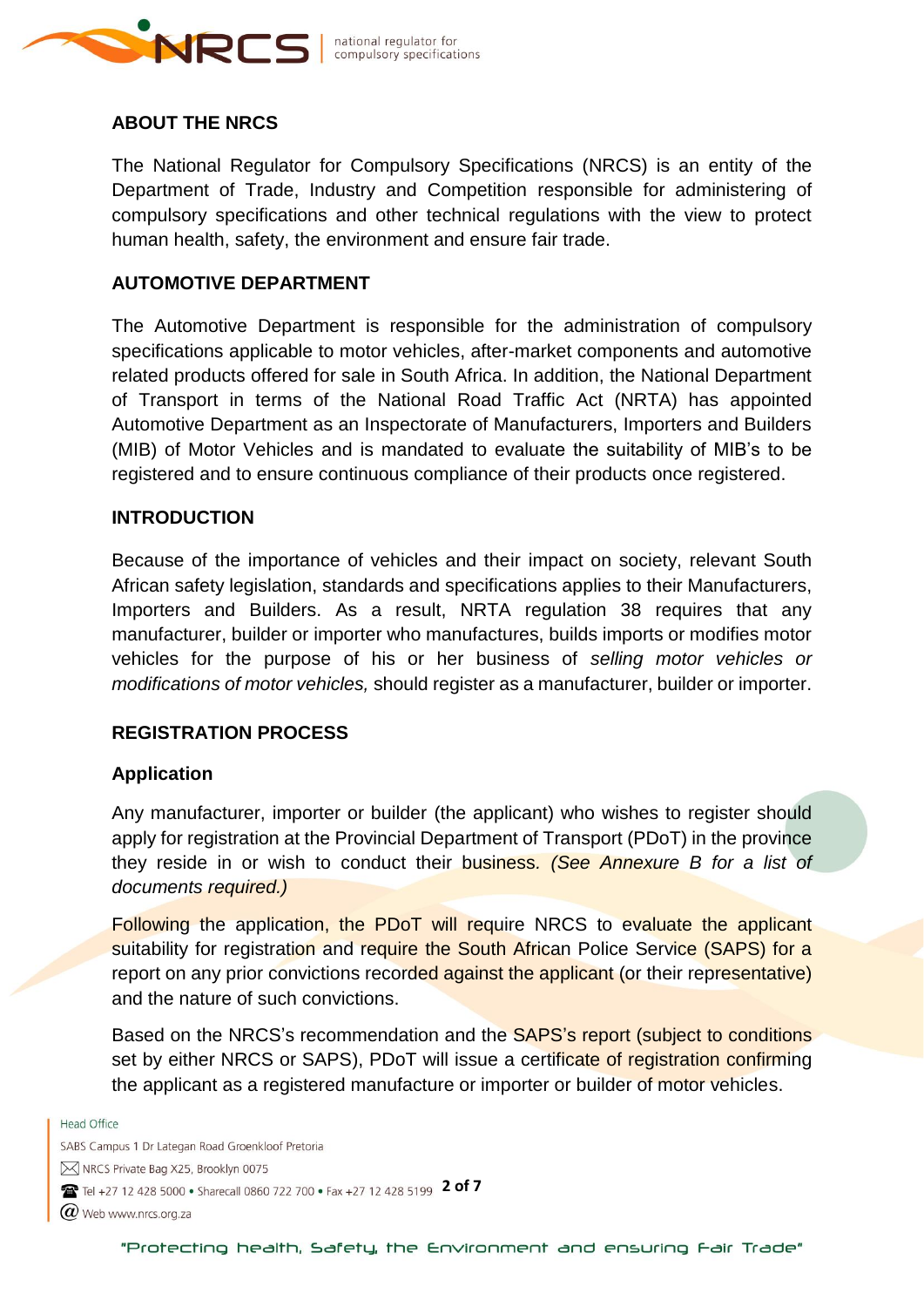## ABOUT THE NRCS

The National Regulator for Compulsory Specifications (NRCS) is an entity of the Department of Trade, Industry and Competition responsible for administering of compulsory specifications and other technical regulations with the view to protect human health, safety, the environment and ensure fair trade.

## AUTOMOTIVE DEPARTMENT

The Automotive Department is responsible for the administration of compulsory specifications applicable to motor vehicles, after-market components and automotive related products offered for sale in South Africa. In addition, the National Department of Transport in terms of the National Road Traffic Act (NRTA) has appointed Automotive Department as an Inspectorate of Manufacturers, Importers and Builders (MIB) of Motor Vehicles and is mandated to evaluate the suitability of MIB's to be registered and to ensure continuous compliance of their products once registered.

## INTRODUCTION

Because of the importance of vehicles and their impact on society, relevant South African safety legislation, standards and specifications applies to their Manufacturers, Importers and Builders. As a result, NRTA regulation 38 requires that any manufacturer, builder or importer who manufactures, builds imports or modifies motor vehicles for the purpose of his or her business of *selling motor vehicles or modifications of motor vehicles,* should register as a manufacturer, builder or importer.

## REGISTRATION PROCESS

### Application

Any manufacturer, importer or builder (the applicant) who wishes to register should apply for registration at the Provincial Department of Transport (PDoT) in the province they reside in or wish to conduct their business*. (See Annexure B for a list of documents required.)*

Following the application, the PDoT will require NRCS to evaluate the applicant suitability for registration and require the South African Police Service (SAPS) for a report on any prior convictions recorded against the applicant (or their representative) and the nature of such convictions.

Based on the NRCS's recommendation and the SAPS's report (subject to conditions set by either NRCS or SAPS), PDoT will issue a certificate of registration confirming the applicant as a registered manufacture or importer or builder of motor vehicles.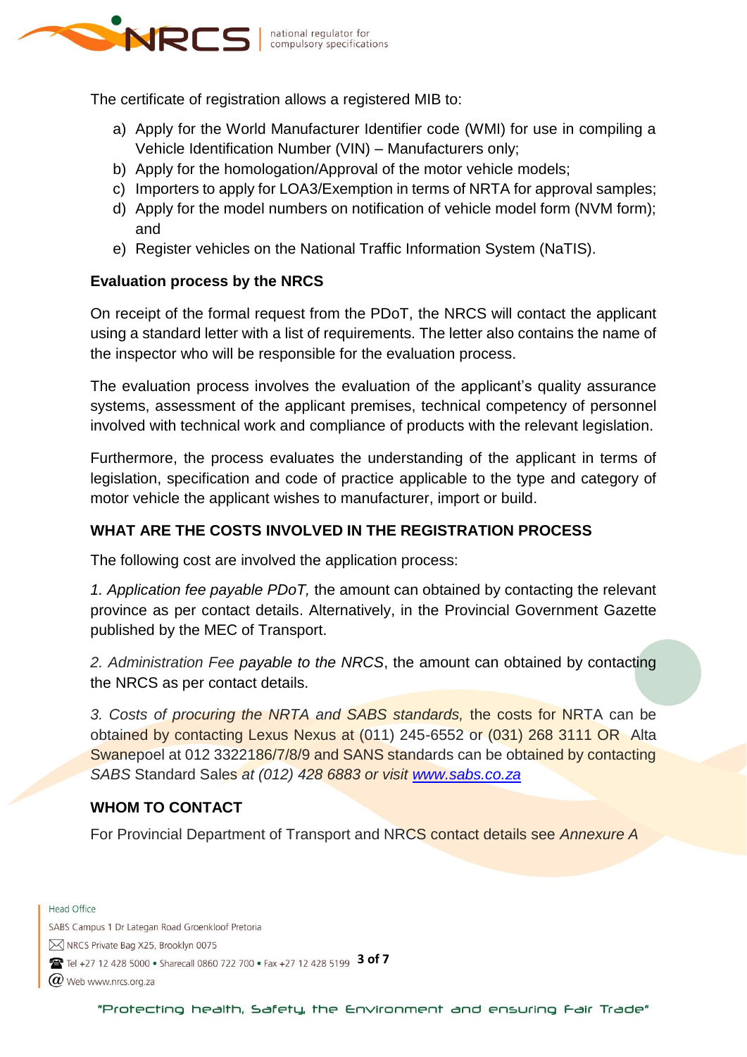The certificate of registration allows a registered MIB to:

a) Apply for the World Manufacturer Identifier code (WMI) for use in compiling a Vehicle Identification Number (VIN) – Manufacturers only;
b) Apply for the homologation/Approval of the motor vehicle models;
c) Importers to apply for LOA3/Exemption in terms of NRTA for approval samples;
d) Apply for the model numbers on notification of vehicle model form (NVM form); and
e) Register vehicles on the National Traffic Information System (NaTIS).

**Evaluation process by the NRCS**

On receipt of the formal request from the PDoT, the NRCS will contact the applicant using a standard letter with a list of requirements. The letter also contains the name of the inspector who will be responsible for the evaluation process.

The evaluation process involves the evaluation of the applicant's quality assurance systems, assessment of the applicant premises, technical competency of personnel involved with technical work and compliance of products with the relevant legislation.

Furthermore, the process evaluates the understanding of the applicant in terms of legislation, specification and code of practice applicable to the type and category of motor vehicle the applicant wishes to manufacturer, import or build.

**WHAT ARE THE COSTS INVOLVED IN THE REGISTRATION PROCESS**

The following cost are involved the application process:

*1. Application fee payable PDoT,* the amount can obtained by contacting the relevant province as per contact details. Alternatively, in the Provincial Government Gazette published by the MEC of Transport.

*2. Administration Fee payable to the NRCS*, the amount can obtained by contacting the NRCS as per contact details.

*3. Costs of procuring the NRTA and SABS standards,* the costs for NRTA can be obtained by contacting Lexus Nexus at (011) 245-6552 or (031) 268 3111 OR Alta Swanepoel at 012 3322186/7/8/9 and SANS standards can be obtained by contacting *SABS* Standard Sales *at (012) 428 6883 or visit [www.sabs.co.za](www.sabs.co.za)*

**WHOM TO CONTACT**

For Provincial Department of Transport and NRCS contact details see *Annexure A*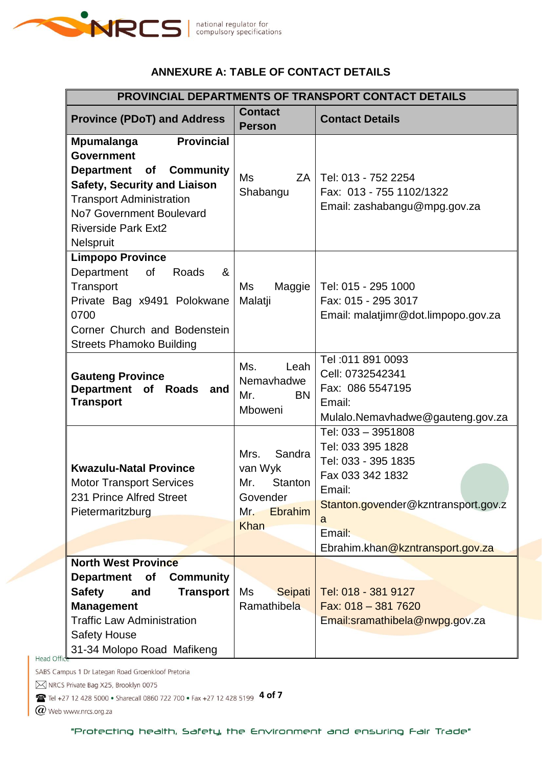## ANNEXURE A: TABLE OF CONTACT DETAILS

| PROVINCIAL DEPARTMENTS OF TRANSPORT CONTACT DETAILS | | |
|---|---|---|
| **Province (PDoT) and Address** | **Contact Person** | **Contact Details** |
| **Mpumalanga Provincial Government**<br>**Department of Community Safety, Security and Liaison**<br>Transport Administration<br>No7 Government Boulevard<br>Riverside Park Ext2<br>Nelspruit | Ms ZA Shabangu | Tel: 013 - 752 2254<br>Fax: 013 - 755 1102/1322<br>Email: zashabangu@mpg.gov.za |
| **Limpopo Province**<br>Department of Roads & Transport<br>Private Bag x9491 Polokwane 0700<br>Corner Church and Bodenstein Streets Phamoko Building | Ms Maggie Malatji | Tel: 015 - 295 1000<br>Fax: 015 - 295 3017<br>Email: malatjimr@dot.limpopo.gov.za |
| **Gauteng Province**<br>**Department of Roads and Transport** | Ms. Leah Nemavhadwe<br>Mr. BN Mboweni | Tel :011 891 0093<br>Cell: 0732542341<br>Fax: 086 5547195<br>Email:<br>Mulalo.Nemavhadwe@gauteng.gov.za |
| **Kwazulu-Natal Province**<br>Motor Transport Services<br>231 Prince Alfred Street<br>Pietermaritzburg | Mrs. Sandra van Wyk<br>Mr. Stanton Govender<br>Mr. Ebrahim Khan | Tel: 033 – 3951808<br>Tel: 033 395 1828<br>Tel: 033 - 395 1835<br>Fax 033 342 1832<br>Email:<br>Stanton.govender@kzntransport.gov.za<br>Email:<br>Ebrahim.khan@kzntransport.gov.za |
| **North West Province**<br>**Department of Community Safety and Transport Management**<br>Traffic Law Administration<br>Safety House<br>31-34 Molopo Road Mafikeng | Ms Seipati Ramathibela | Tel: 018 - 381 9127<br>Fax: 018 – 381 7620<br>Email:sramathibela@nwpg.gov.za |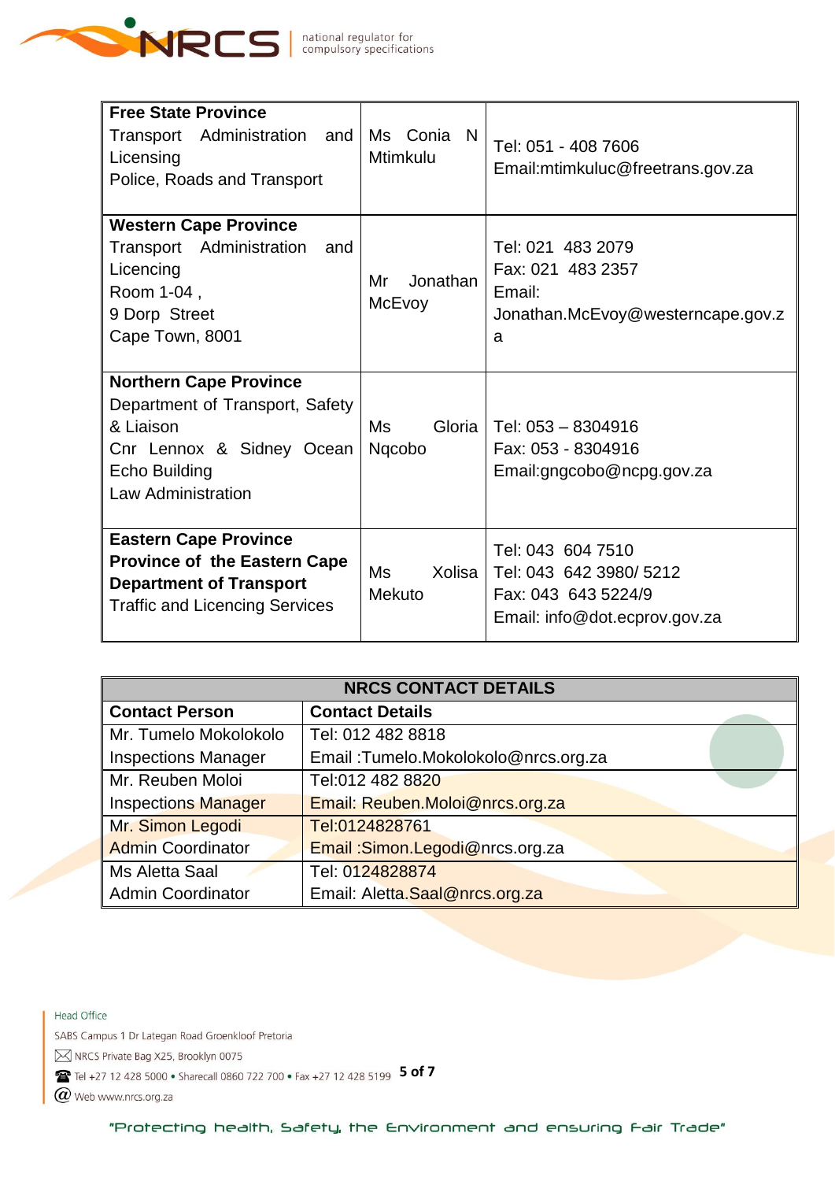| **Free State Province** Transport Administration and Licensing Police, Roads and Transport | Ms Conia N Mtimkulu | Tel: 051 - 408 7606 Email:mtimkuluc@freetrans.gov.za |
|---|---|---|
| **Western Cape Province** Transport Administration and Licencing Room 1-04 , 9 Dorp Street Cape Town, 8001 | Mr Jonathan McEvoy | Tel: 021 483 2079 Fax: 021 483 2357 Email: Jonathan.McEvoy@westerncape.gov.za |
| **Northern Cape Province** Department of Transport, Safety & Liaison Cnr Lennox & Sidney Ocean Echo Building Law Administration | Ms Gloria Nqcobo | Tel: 053 – 8304916 Fax: 053 - 8304916 Email:gngcobo@ncpg.gov.za |
| **Eastern Cape Province** **Province of the Eastern Cape Department of Transport** Traffic and Licencing Services | Ms Xolisa Mekuto | Tel: 043 604 7510 Tel: 043 642 3980/ 5212 Fax: 043 643 5224/9 Email: info@dot.ecprov.gov.za |

| **NRCS CONTACT DETAILS** | |
|---|---|
| **Contact Person** | **Contact Details** |
| Mr. Tumelo Mokolokolo Inspections Manager | Tel: 012 482 8818 Email :Tumelo.Mokolokolo@nrcs.org.za |
| Mr. Reuben Moloi Inspections Manager | Tel:012 482 8820 Email: Reuben.Moloi@nrcs.org.za |
| Mr. Simon Legodi Admin Coordinator | Tel:0124828761 Email :Simon.Legodi@nrcs.org.za |
| Ms Aletta Saal Admin Coordinator | Tel: 0124828874 Email: Aletta.Saal@nrcs.org.za |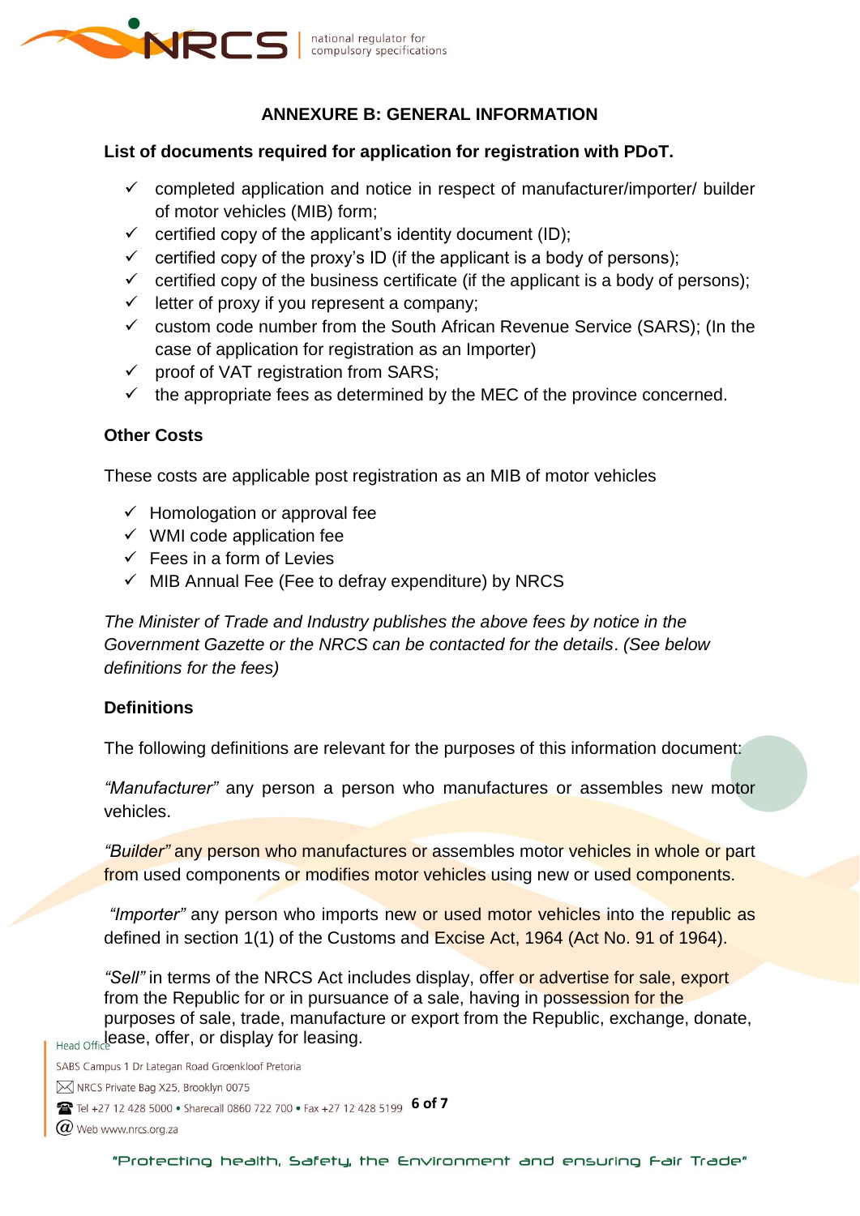## ANNEXURE B: GENERAL INFORMATION

**List of documents required for application for registration with PDoT.**

- ✓ completed application and notice in respect of manufacturer/importer/ builder of motor vehicles (MIB) form;
- ✓ certified copy of the applicant's identity document (ID);
- ✓ certified copy of the proxy's ID (if the applicant is a body of persons);
- ✓ certified copy of the business certificate (if the applicant is a body of persons);
- ✓ letter of proxy if you represent a company;
- ✓ custom code number from the South African Revenue Service (SARS); (In the case of application for registration as an Importer)
- ✓ proof of VAT registration from SARS;
- ✓ the appropriate fees as determined by the MEC of the province concerned.

**Other Costs**

These costs are applicable post registration as an MIB of motor vehicles

- ✓ Homologation or approval fee
- ✓ WMI code application fee
- ✓ Fees in a form of Levies
- ✓ MIB Annual Fee (Fee to defray expenditure) by NRCS

*The Minister of Trade and Industry publishes the above fees by notice in the Government Gazette or the NRCS can be contacted for the details*. *(See below definitions for the fees)*

**Definitions**

The following definitions are relevant for the purposes of this information document:

*"Manufacturer"* any person a person who manufactures or assembles new motor vehicles.

*"Builder"* any person who manufactures or assembles motor vehicles in whole or part from used components or modifies motor vehicles using new or used components.

*"Importer"* any person who imports new or used motor vehicles into the republic as defined in section 1(1) of the Customs and Excise Act, 1964 (Act No. 91 of 1964).

*"Sell"* in terms of the NRCS Act includes display, offer or advertise for sale, export from the Republic for or in pursuance of a sale, having in possession for the purposes of sale, trade, manufacture or export from the Republic, exchange, donate, lease, offer, or display for leasing.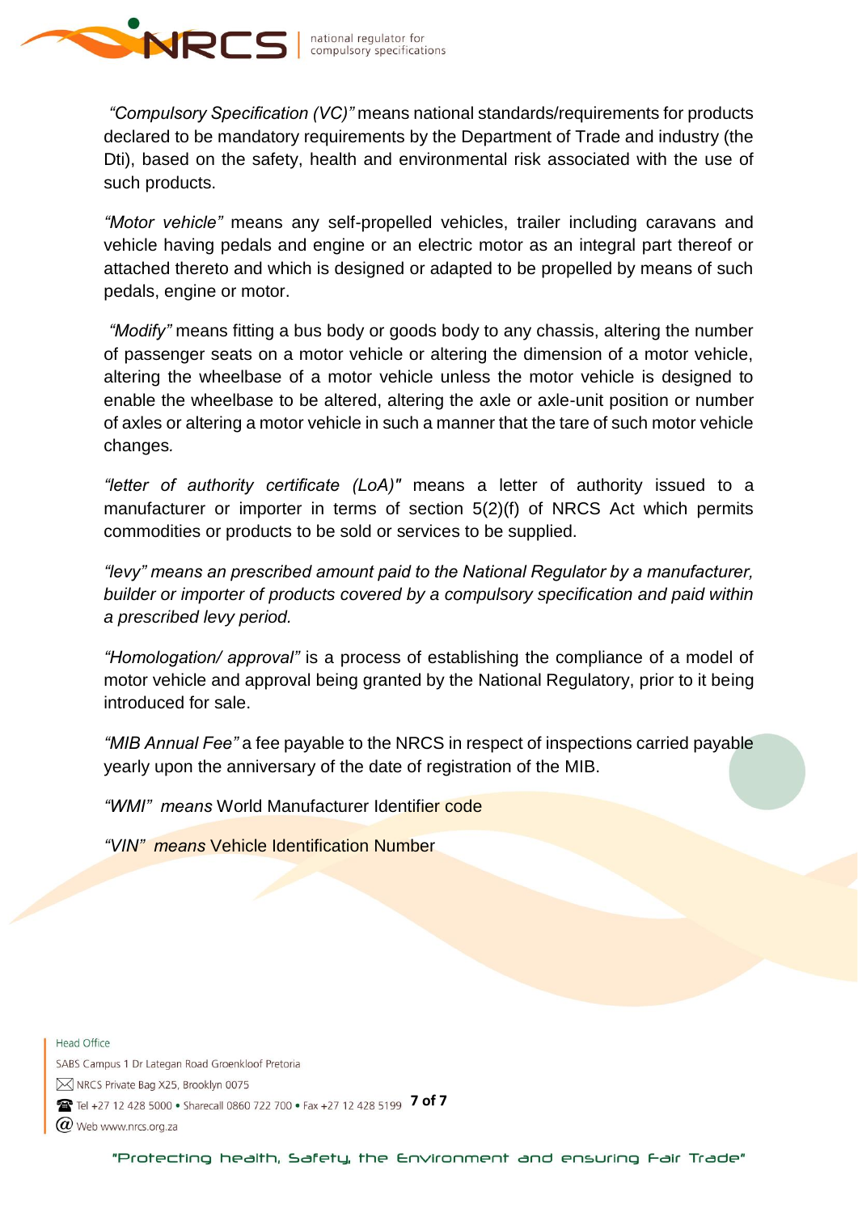*"Compulsory Specification (VC)"* means national standards/requirements for products declared to be mandatory requirements by the Department of Trade and industry (the Dti), based on the safety, health and environmental risk associated with the use of such products.

*"Motor vehicle"* means any self-propelled vehicles, trailer including caravans and vehicle having pedals and engine or an electric motor as an integral part thereof or attached thereto and which is designed or adapted to be propelled by means of such pedals, engine or motor.

*"Modify"* means fitting a bus body or goods body to any chassis, altering the number of passenger seats on a motor vehicle or altering the dimension of a motor vehicle, altering the wheelbase of a motor vehicle unless the motor vehicle is designed to enable the wheelbase to be altered, altering the axle or axle-unit position or number of axles or altering a motor vehicle in such a manner that the tare of such motor vehicle changes.

*"letter of authority certificate (LoA)"* means a letter of authority issued to a manufacturer or importer in terms of section 5(2)(f) of NRCS Act which permits commodities or products to be sold or services to be supplied.

*"levy" means an prescribed amount paid to the National Regulator by a manufacturer, builder or importer of products covered by a compulsory specification and paid within a prescribed levy period.*

*"Homologation/ approval"* is a process of establishing the compliance of a model of motor vehicle and approval being granted by the National Regulatory, prior to it being introduced for sale.

*"MIB Annual Fee"* a fee payable to the NRCS in respect of inspections carried payable yearly upon the anniversary of the date of registration of the MIB.

*"WMI" means* World Manufacturer Identifier code

*"VIN" means* Vehicle Identification Number